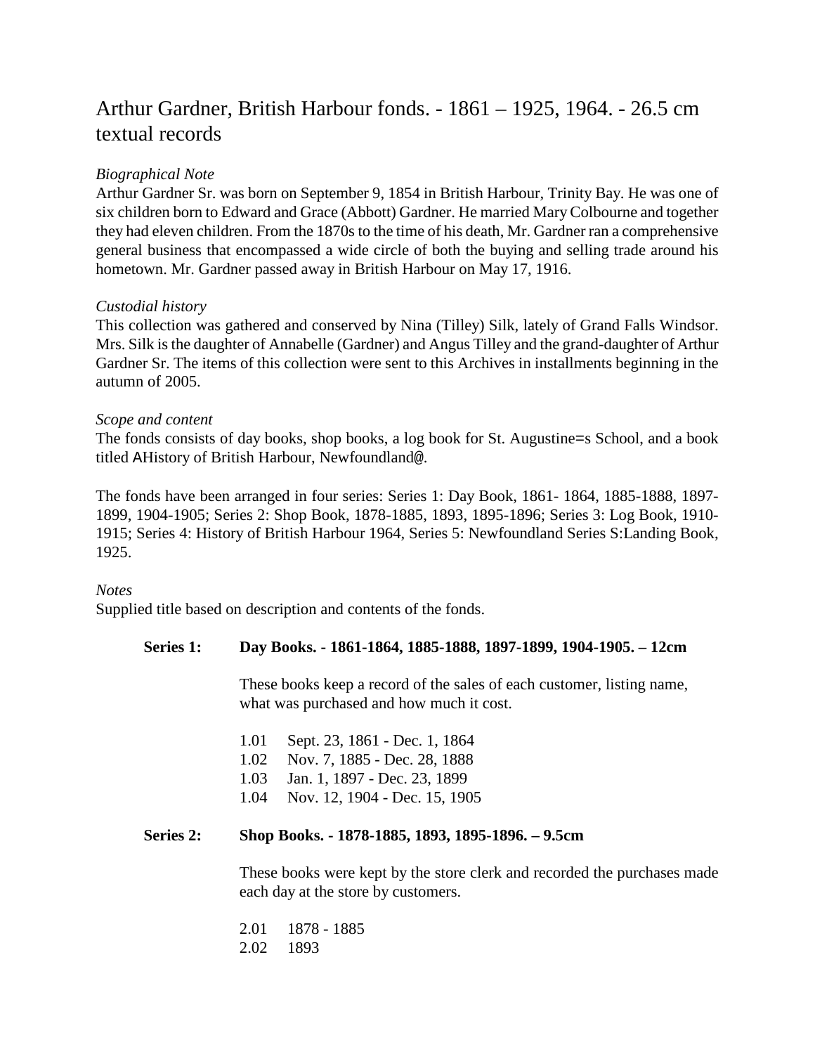# Arthur Gardner, British Harbour fonds. - 1861 – 1925, 1964. - 26.5 cm textual records

*Biographical Note*

Arthur Gardner Sr. was born on September 9, 1854 in British Harbour, Trinity Bay. He was one of six children born to Edward and Grace (Abbott) Gardner. He married Mary Colbourne and together they had eleven children. From the 1870s to the time of his death, Mr. Gardner ran a comprehensive general business that encompassed a wide circle of both the buying and selling trade around his hometown. Mr. Gardner passed away in British Harbour on May 17, 1916.

*Custodial history*

This collection was gathered and conserved by Nina (Tilley) Silk, lately of Grand Falls Windsor. Mrs. Silk is the daughter of Annabelle (Gardner) and Angus Tilley and the grand-daughter of Arthur Gardner Sr. The items of this collection were sent to this Archives in installments beginning in the autumn of 2005.

*Scope and content*

The fonds consists of day books, shop books, a log book for St. Augustine=s School, and a book titled AHistory of British Harbour, Newfoundland@.

The fonds have been arranged in four series: Series 1: Day Book, 1861- 1864, 1885-1888, 1897-1899, 1904-1905; Series 2: Shop Book, 1878-1885, 1893, 1895-1896; Series 3: Log Book, 1910-1915; Series 4: History of British Harbour 1964, Series 5: Newfoundland Series S:Landing Book, 1925.

*Notes*

Supplied title based on description and contents of the fonds.

**Series 1: Day Books. - 1861-1864, 1885-1888, 1897-1899, 1904-1905. – 12cm**

These books keep a record of the sales of each customer, listing name, what was purchased and how much it cost.

1.01 Sept. 23, 1861 - Dec. 1, 1864
1.02 Nov. 7, 1885 - Dec. 28, 1888
1.03 Jan. 1, 1897 - Dec. 23, 1899
1.04 Nov. 12, 1904 - Dec. 15, 1905

**Series 2: Shop Books. - 1878-1885, 1893, 1895-1896. – 9.5cm**

These books were kept by the store clerk and recorded the purchases made each day at the store by customers.

2.01 1878 - 1885
2.02 1893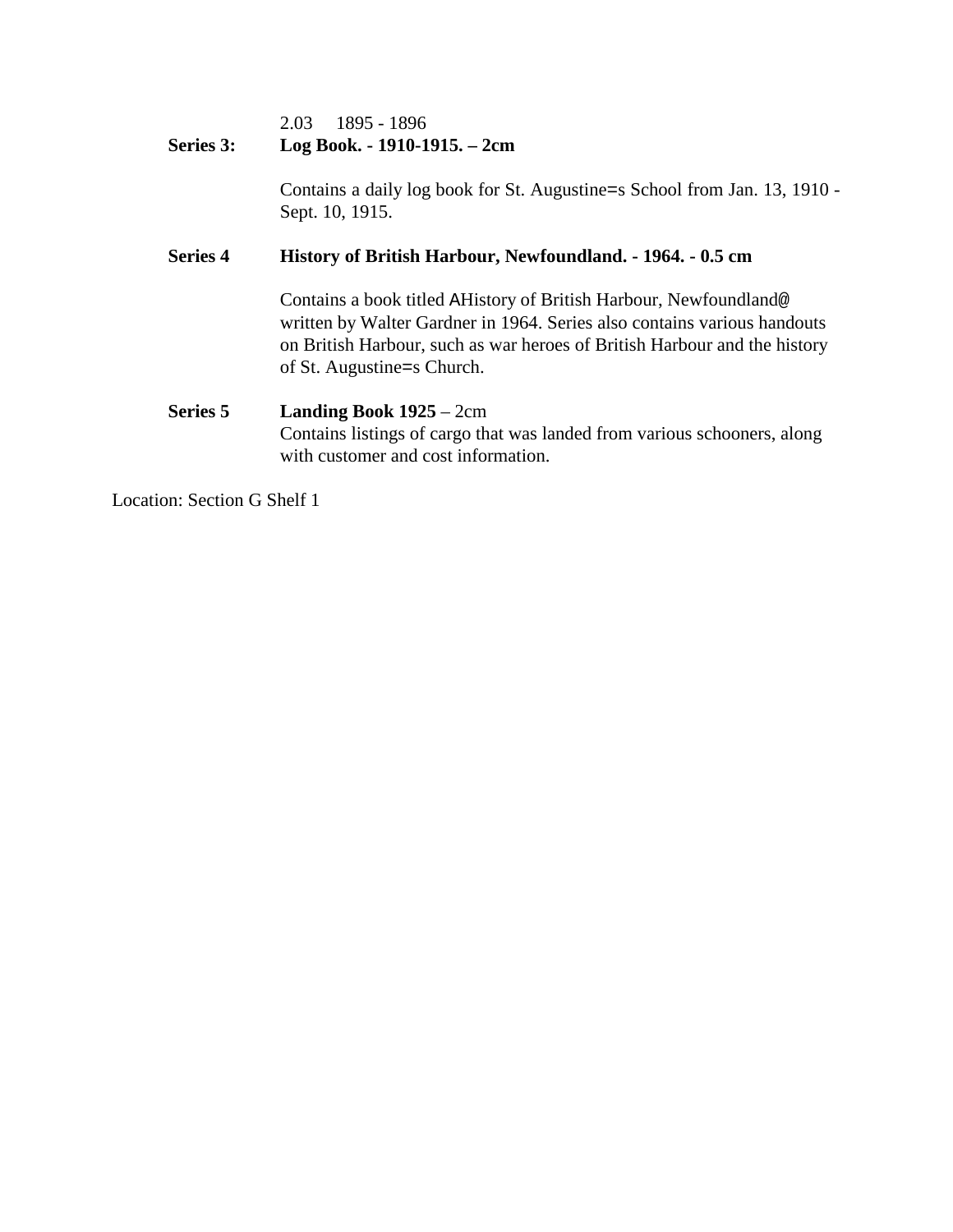2.03 1895 - 1896

**Series 3: Log Book. - 1910-1915. – 2cm**

Contains a daily log book for St. Augustine=s School from Jan. 13, 1910 - Sept. 10, 1915.

**Series 4 History of British Harbour, Newfoundland. - 1964. - 0.5 cm**

Contains a book titled AHistory of British Harbour, Newfoundland@ written by Walter Gardner in 1964. Series also contains various handouts on British Harbour, such as war heroes of British Harbour and the history of St. Augustine=s Church.

**Series 5 Landing Book 1925** – 2cm

Contains listings of cargo that was landed from various schooners, along with customer and cost information.

Location: Section G Shelf 1